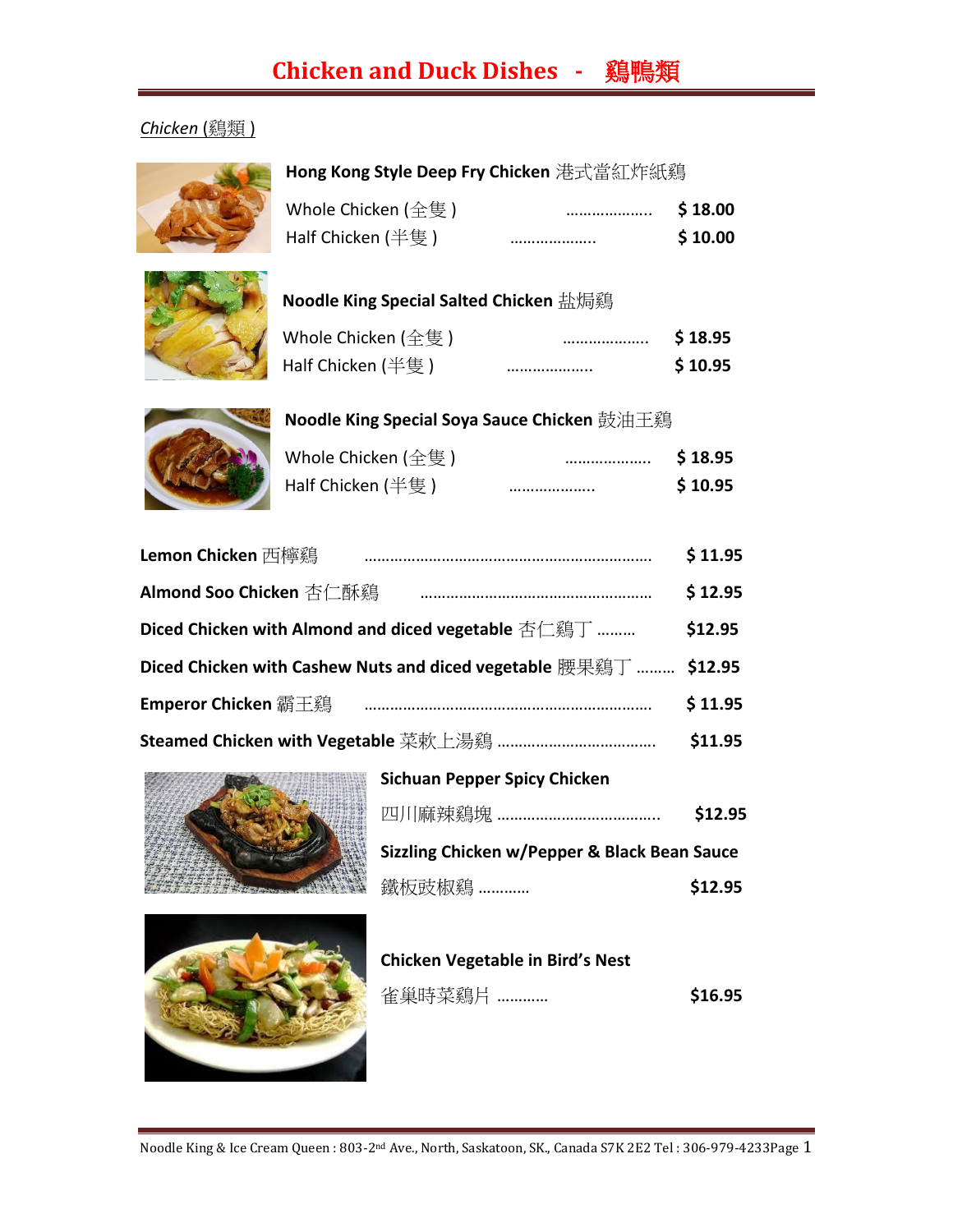# Chicken and Duck Dishes - 鷄鴨類

*Chicken (鷄類 )*

**Hong Kong Style Deep Fry Chicken 港式當紅炸紙鷄**

Whole Chicken (全隻 ) ……………….. **$ 18.00**
Half Chicken (半隻 ) ……………….. **$ 10.00**

**Noodle King Special Salted Chicken 盐焗鷄**

Whole Chicken (全隻 ) ……………….. **$ 18.95**
Half Chicken (半隻 ) ……………….. **$ 10.95**

**Noodle King Special Soya Sauce Chicken 鼓油王鷄**

Whole Chicken (全隻 ) ……………….. **$ 18.95**
Half Chicken (半隻 ) ……………….. **$ 10.95**

**Lemon Chicken** 西檸鷄 ………………………………………………………… **$ 11.95**

**Almond Soo Chicken** 杏仁酥鷄 ……………………………………………… **$ 12.95**

**Diced Chicken with Almond and diced vegetable** 杏仁鷄丁 ……… **$12.95**

**Diced Chicken with Cashew Nuts and diced vegetable** 腰果鷄丁 ……… **$12.95**

**Emperor Chicken** 霸王鷄 ………………………………………………………… **$ 11.95**

**Steamed Chicken with Vegetable** 菜軟上湯鷄 ……………………………… **$11.95**

**Sichuan Pepper Spicy Chicken**

四川麻辣鷄塊 ……………………………… **$12.95**

**Sizzling Chicken w/Pepper & Black Bean Sauce**

鐵板豉椒鷄 ……….. **$12.95**

**Chicken Vegetable in Bird's Nest**

雀巢時菜鷄片 ……….. **$16.95**

Noodle King & Ice Cream Queen : 803-2nd Ave., North, Saskatoon, SK., Canada S7K 2E2 Tel : 306-979-4233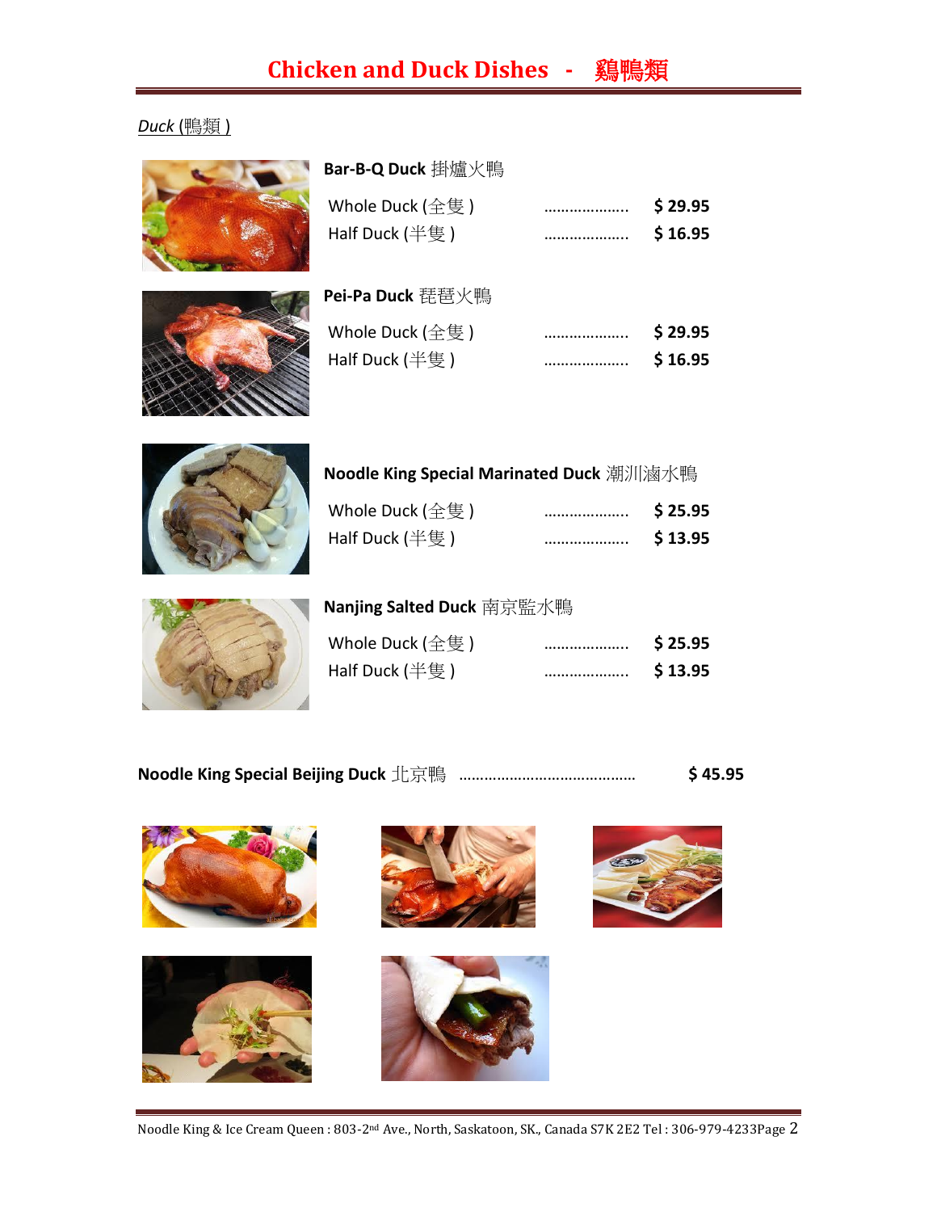# Chicken and Duck Dishes - 鷄鴨類

*Duck* (鴨類 )

**Bar-B-Q Duck** 掛爐火鴨

| | | |
|---|---|---|
| Whole Duck (全隻 ) | ………………. | **$ 29.95** |
| Half Duck (半隻 ) | ………………. | **$ 16.95** |

**Pei-Pa Duck** 琵琶火鴨

| | | |
|---|---|---|
| Whole Duck (全隻 ) | ………………. | **$ 29.95** |
| Half Duck (半隻 ) | ………………. | **$ 16.95** |

**Noodle King Special Marinated Duck** 潮汕滷水鴨

| | | |
|---|---|---|
| Whole Duck (全隻 ) | ………………. | **$ 25.95** |
| Half Duck (半隻 ) | ………………. | **$ 13.95** |

**Nanjing Salted Duck** 南京監水鴨

| | | |
|---|---|---|
| Whole Duck (全隻 ) | ………………. | **$ 25.95** |
| Half Duck (半隻 ) | ………………. | **$ 13.95** |

**Noodle King Special Beijing Duck** 北京鴨 …………………………………… **$ 45.95**

Noodle King & Ice Cream Queen : 803-2nd Ave., North, Saskatoon, SK., Canada S7K 2E2 Tel : 306-979-4233